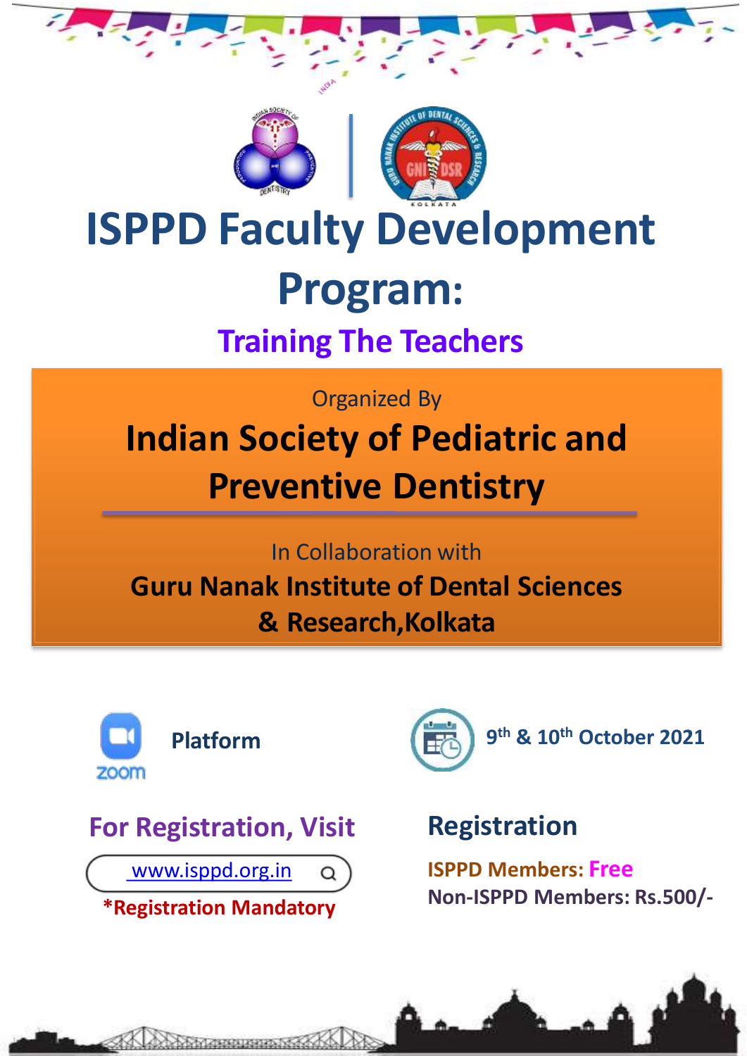# ISPPD Faculty Development Program:

## Training The Teachers

Organized By

## Indian Society of Pediatric and Preventive Dentistry

In Collaboration with

**Guru Nanak Institute of Dental Sciences & Research,Kolkata**

**Platform**

**9th & 10th October 2021**

### For Registration, Visit

www.isppd.org.in

***Registration Mandatory**

### Registration

**ISPPD Members: Free**

**Non-ISPPD Members: Rs.500/-**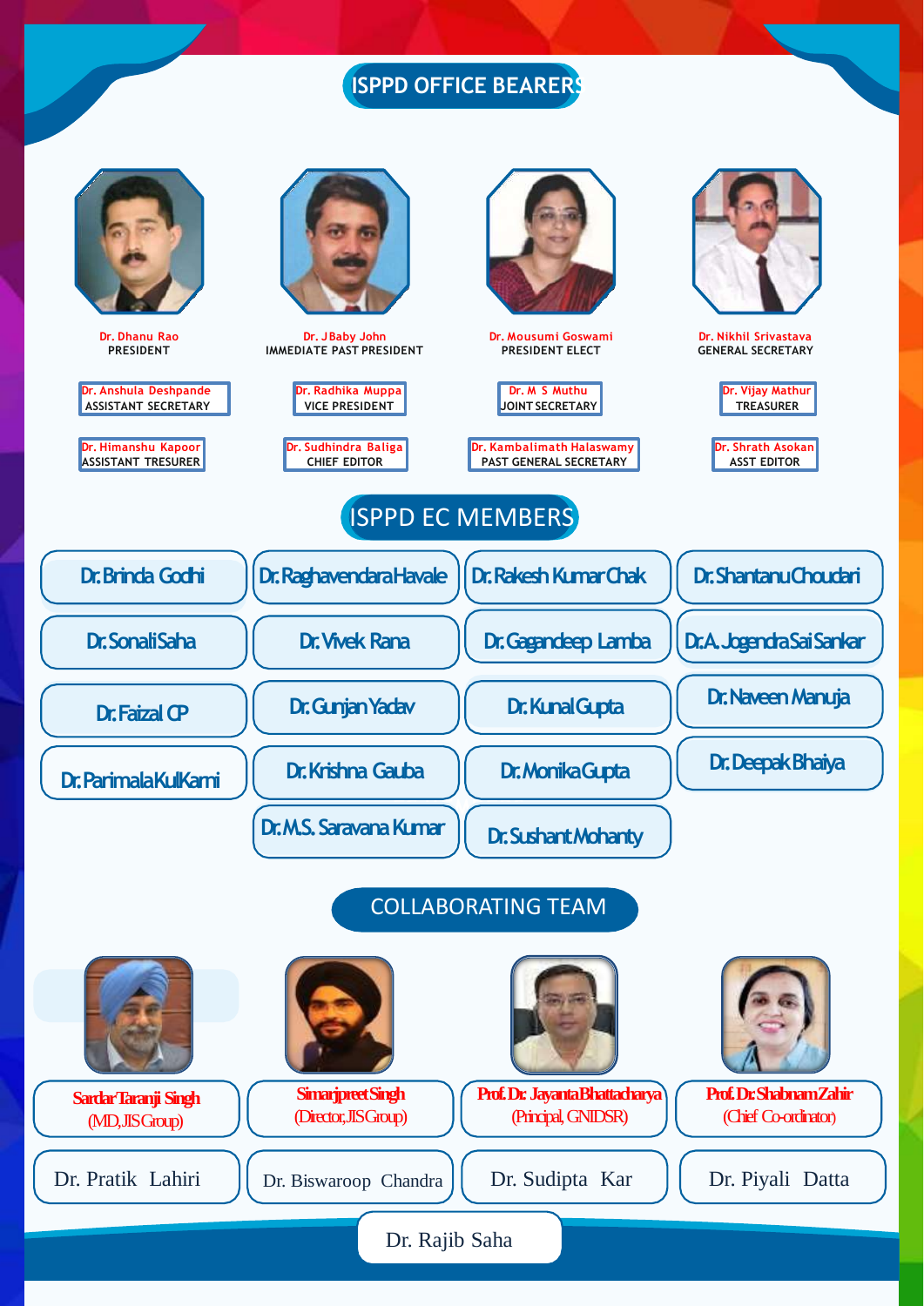## ISPPD OFFICE BEARERS

**Dr. Dhanu Rao**
PRESIDENT

**Dr. J Baby John**
IMMEDIATE PAST PRESIDENT

**Dr. Mousumi Goswami**
PRESIDENT ELECT

**Dr. Nikhil Srivastava**
GENERAL SECRETARY

**Dr. Anshula Deshpande**
ASSISTANT SECRETARY

**Dr. Radhika Muppa**
VICE PRESIDENT

**Dr. M S Muthu**
JOINT SECRETARY

**Dr. Vijay Mathur**
TREASURER

**Dr. Himanshu Kapoor**
ASSISTANT TRESURER

**Dr. Sudhindra Baliga**
CHIEF EDITOR

**Dr. Kambalimath Halaswamy**
PAST GENERAL SECRETARY

**Dr. Shrath Asokan**
ASST EDITOR

## ISPPD EC MEMBERS

- Dr. Brinda Godhi
- Dr. Raghavendara Havale
- Dr. Rakesh Kumar Chak
- Dr. Shantanu Choudari
- Dr. Sonali Saha
- Dr. Vivek Rana
- Dr. Gagandeep Lamba
- Dr. A. Jogendra Sai Sankar
- Dr. Faizal CP
- Dr. Gunjan Yadav
- Dr. Kunal Gupta
- Dr. Naveen Manuja
- Dr. Parimala KulKarni
- Dr. Krishna Gauba
- Dr. Monika Gupta
- Dr. Deepak Bhaiya
- Dr. M.S. Saravana Kumar
- Dr. Sushant Mohanty

## COLLABORATING TEAM

**Sardar Taranji Singh**
(MD, JIS Group)

**Simarjpreet Singh**
(Director, JIS Group)

**Prof. Dr. Jayanta Bhattacharya**
(Principal, GNIDSR)

**Prof. Dr. Shabnam Zahir**
(Chief Co-ordinator)

- Dr. Pratik Lahiri
- Dr. Biswaroop Chandra
- Dr. Sudipta Kar
- Dr. Piyali Datta
- Dr. Rajib Saha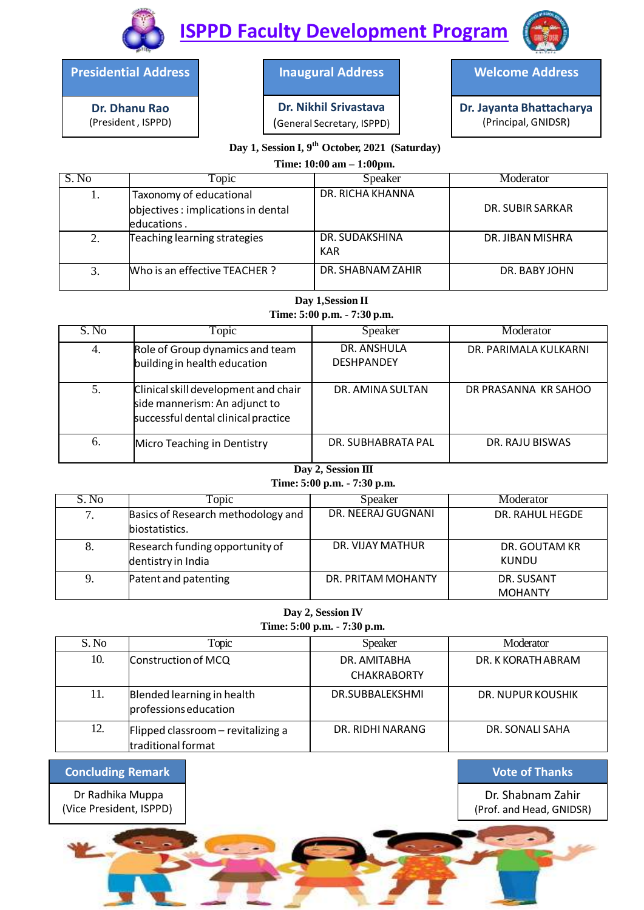# ISPPD Faculty Development Program

| Presidential Address | Inaugural Address | Welcome Address |
|---|---|---|
| **Dr. Dhanu Rao** (President , ISPPD) | **Dr. Nikhil Srivastava** (General Secretary, ISPPD) | **Dr. Jayanta Bhattacharya** (Principal, GNIDSR) |

**Day 1, Session I, 9th October, 2021 (Saturday)**

**Time: 10:00 am – 1:00pm.**

| S. No | Topic | Speaker | Moderator |
|---|---|---|---|
| 1. | Taxonomy of educational objectives : implications in dental educations . | DR. RICHA KHANNA | DR. SUBIR SARKAR |
| 2. | Teaching learning strategies | DR. SUDAKSHINA KAR | DR. JIBAN MISHRA |
| 3. | Who is an effective TEACHER ? | DR. SHABNAM ZAHIR | DR. BABY JOHN |

**Day 1,Session II**

**Time: 5:00 p.m. - 7:30 p.m.**

| S. No | Topic | Speaker | Moderator |
|---|---|---|---|
| 4. | Role of Group dynamics and team building in health education | DR. ANSHULA DESHPANDEY | DR. PARIMALA KULKARNI |
| 5. | Clinical skill development and chair side mannerism: An adjunct to successful dental clinical practice | DR. AMINA SULTAN | DR PRASANNA KR SAHOO |
| 6. | Micro Teaching in Dentistry | DR. SUBHABRATA PAL | DR. RAJU BISWAS |

**Day 2, Session III**

**Time: 5:00 p.m. - 7:30 p.m.**

| S. No | Topic | Speaker | Moderator |
|---|---|---|---|
| 7. | Basics of Research methodology and biostatistics. | DR. NEERAJ GUGNANI | DR. RAHUL HEGDE |
| 8. | Research funding opportunity of dentistry in India | DR. VIJAY MATHUR | DR. GOUTAM KR KUNDU |
| 9. | Patent and patenting | DR. PRITAM MOHANTY | DR. SUSANT MOHANTY |

**Day 2, Session IV**

**Time: 5:00 p.m. - 7:30 p.m.**

| S. No | Topic | Speaker | Moderator |
|---|---|---|---|
| 10. | Construction of MCQ | DR. AMITABHA CHAKRABORTY | DR. K KORATH ABRAM |
| 11. | Blended learning in health professions education | DR.SUBBALEKSHMI | DR. NUPUR KOUSHIK |
| 12. | Flipped classroom – revitalizing a traditional format | DR. RIDHI NARANG | DR. SONALI SAHA |

| Concluding Remark | Vote of Thanks |
|---|---|
| Dr Radhika Muppa (Vice President, ISPPD) | Dr. Shabnam Zahir (Prof. and Head, GNIDSR) |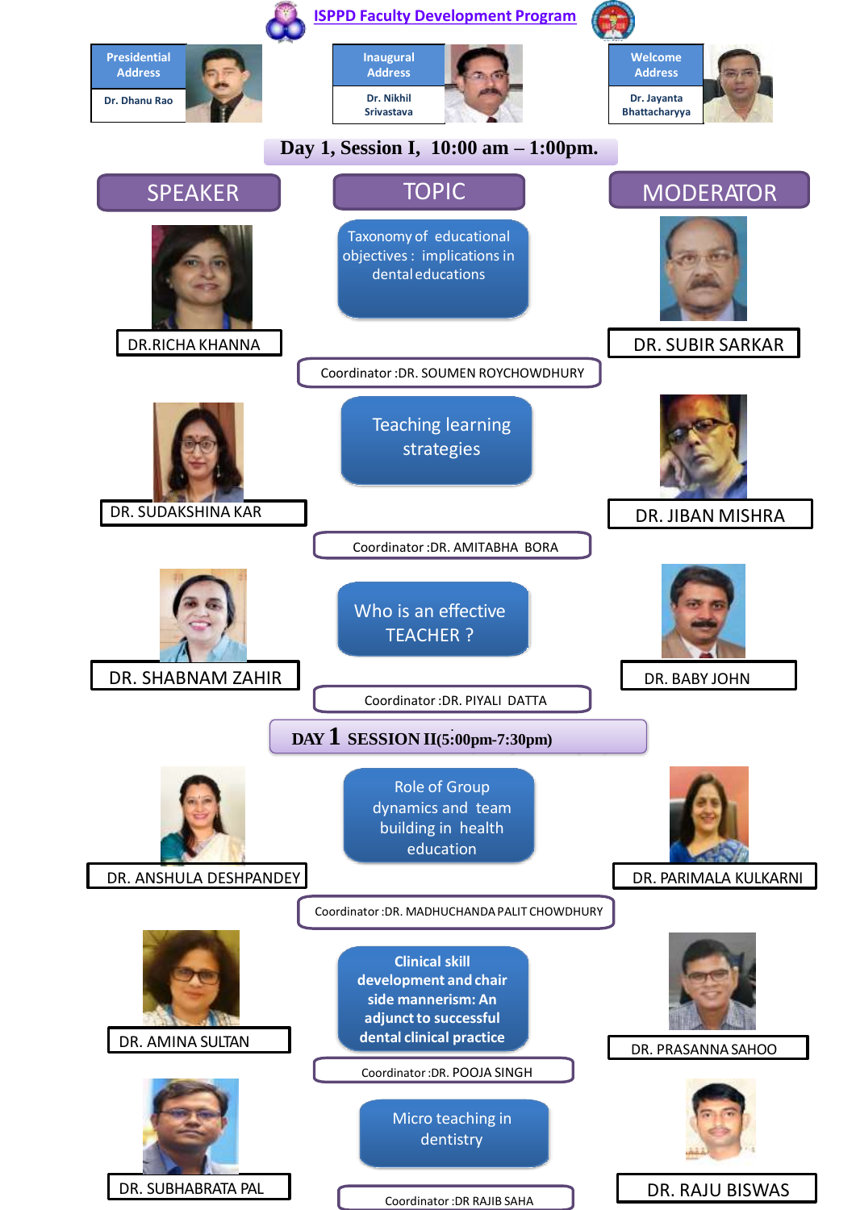# ISPPD Faculty Development Program

| Presidential Address | Inaugural Address | Welcome Address |
|---|---|---|
| Dr. Dhanu Rao | Dr. Nikhil Srivastava | Dr. Jayanta Bhattacharyya |

## Day 1, Session I, 10:00 am – 1:00pm.

| SPEAKER | TOPIC | MODERATOR |
|---|---|---|
| DR.RICHA KHANNA | Taxonomy of educational objectives : implications in dental educations | DR. SUBIR SARKAR |
| | Coordinator :DR. SOUMEN ROYCHOWDHURY | |
| DR. SUDAKSHINA KAR | Teaching learning strategies | DR. JIBAN MISHRA |
| | Coordinator :DR. AMITABHA BORA | |
| DR. SHABNAM ZAHIR | Who is an effective TEACHER ? | DR. BABY JOHN |
| | Coordinator :DR. PIYALI DATTA | |

## DAY 1 SESSION II(5:00pm-7:30pm)

| SPEAKER | TOPIC | MODERATOR |
|---|---|---|
| DR. ANSHULA DESHPANDEY | Role of Group dynamics and team building in health education | DR. PARIMALA KULKARNI |
| | Coordinator :DR. MADHUCHANDA PALIT CHOWDHURY | |
| DR. AMINA SULTAN | **Clinical skill development and chair side mannerism: An adjunct to successful dental clinical practice** | DR. PRASANNA SAHOO |
| | Coordinator :DR. POOJA SINGH | |
| DR. SUBHABRATA PAL | Micro teaching in dentistry | DR. RAJU BISWAS |
| | Coordinator :DR RAJIB SAHA | |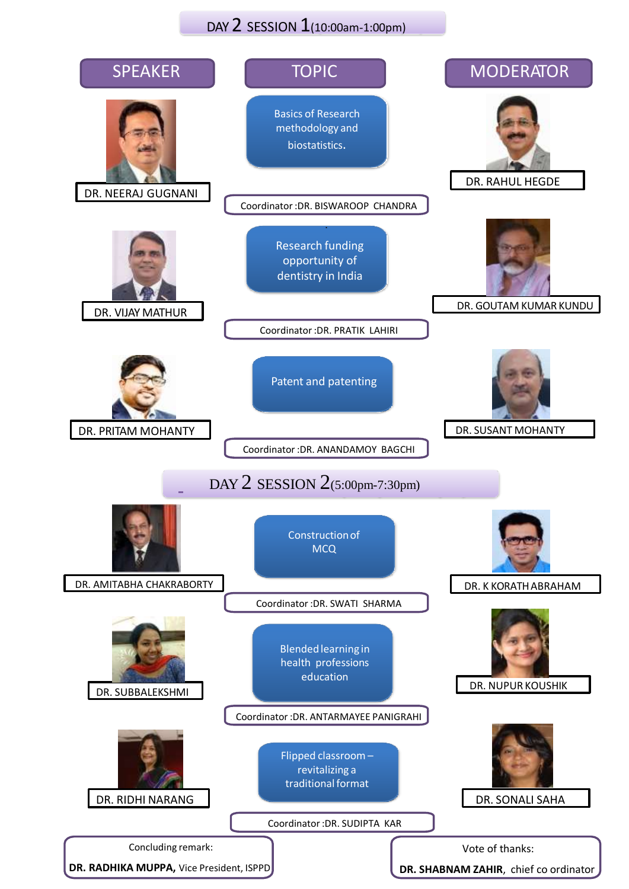## DAY 2 SESSION 1 (10:00am-1:00pm)

| SPEAKER | TOPIC | MODERATOR |
|---|---|---|
| DR. NEERAJ GUGNANI | Basics of Research methodology and biostatistics. | DR. RAHUL HEGDE |
| | Coordinator : DR. BISWAROOP CHANDRA | |
| DR. VIJAY MATHUR | Research funding opportunity of dentistry in India | DR. GOUTAM KUMAR KUNDU |
| | Coordinator : DR. PRATIK LAHIRI | |
| DR. PRITAM MOHANTY | Patent and patenting | DR. SUSANT MOHANTY |
| | Coordinator : DR. ANANDAMOY BAGCHI | |

## DAY 2 SESSION 2 (5:00pm-7:30pm)

| SPEAKER | TOPIC | MODERATOR |
|---|---|---|
| DR. AMITABHA CHAKRABORTY | Construction of MCQ | DR. K KORATH ABRAHAM |
| | Coordinator : DR. SWATI SHARMA | |
| DR. SUBBALEKSHMI | Blended learning in health professions education | DR. NUPUR KOUSHIK |
| | Coordinator : DR. ANTARMAYEE PANIGRAHI | |
| DR. RIDHI NARANG | Flipped classroom – revitalizing a traditional format | DR. SONALI SAHA |
| | Coordinator : DR. SUDIPTA KAR | |

Concluding remark:

**DR. RADHIKA MUPPA,** Vice President, ISPPD

Vote of thanks:

**DR. SHABNAM ZAHIR**, chief co ordinator